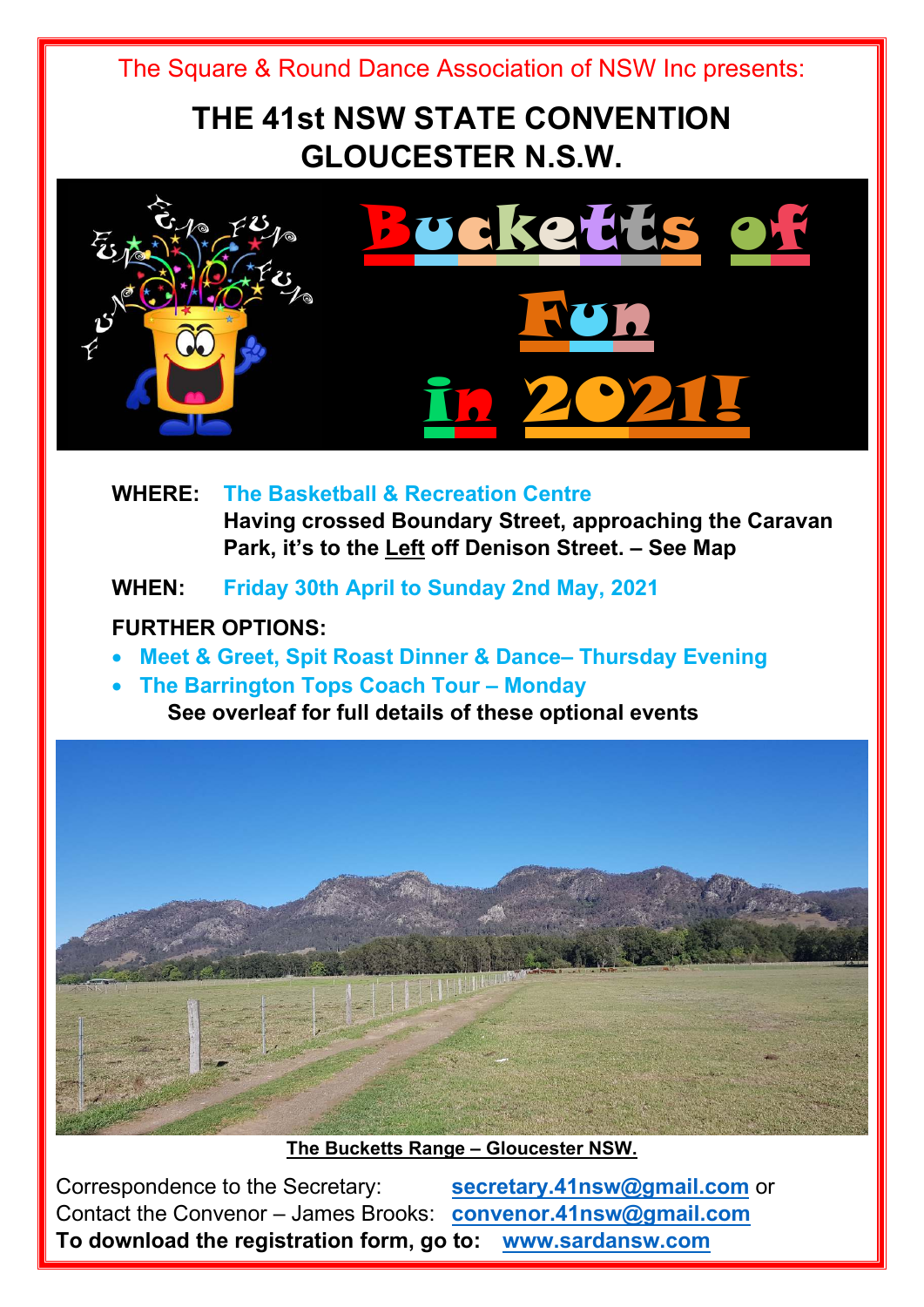The Square & Round Dance Association of NSW Inc presents:

# THE 41st NSW STATE CONVENTION
# GLOUCESTER N.S.W.

## Bucketts of Fun in 2021!

**WHERE:** **The Basketball & Recreation Centre**
**Having crossed Boundary Street, approaching the Caravan Park, it's to the Left off Denison Street. – See Map**

**WHEN:** **Friday 30th April to Sunday 2nd May, 2021**

**FURTHER OPTIONS:**

- **Meet & Greet, Spit Roast Dinner & Dance– Thursday Evening**
- **The Barrington Tops Coach Tour – Monday**

**See overleaf for full details of these optional events**

**The Bucketts Range – Gloucester NSW.**

Correspondence to the Secretary: secretary.41nsw@gmail.com or
Contact the Convenor – James Brooks: convenor.41nsw@gmail.com
**To download the registration form, go to: www.sardansw.com**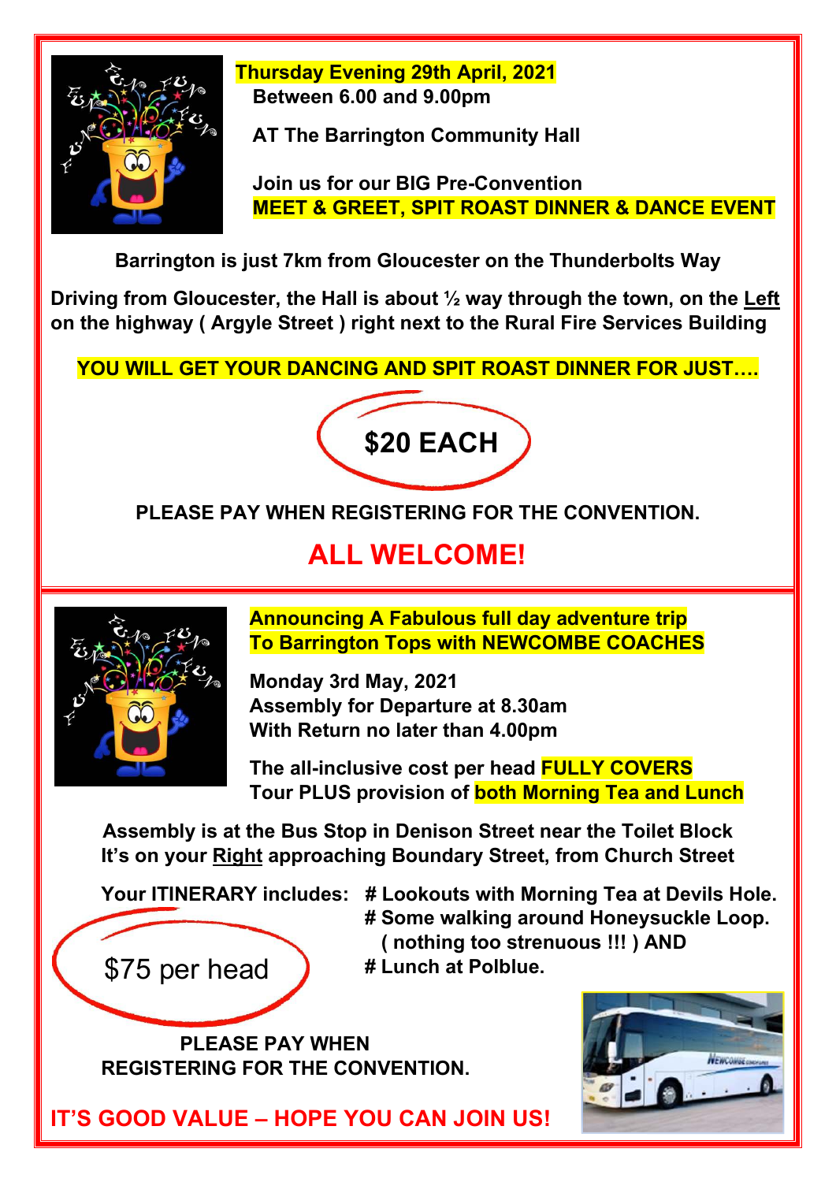**Thursday Evening 29th April, 2021**
**Between 6.00 and 9.00pm**

**AT The Barrington Community Hall**

**Join us for our BIG Pre-Convention**
**MEET & GREET, SPIT ROAST DINNER & DANCE EVENT**

**Barrington is just 7km from Gloucester on the Thunderbolts Way**

**Driving from Gloucester, the Hall is about ½ way through the town, on the Left on the highway ( Argyle Street ) right next to the Rural Fire Services Building**

**YOU WILL GET YOUR DANCING AND SPIT ROAST DINNER FOR JUST….**

## $20 EACH

**PLEASE PAY WHEN REGISTERING FOR THE CONVENTION.**

## ALL WELCOME!

---

**Announcing A Fabulous full day adventure trip**
**To Barrington Tops with NEWCOMBE COACHES**

**Monday 3rd May, 2021**
**Assembly for Departure at 8.30am**
**With Return no later than 4.00pm**

**The all-inclusive cost per head FULLY COVERS Tour PLUS provision of both Morning Tea and Lunch**

**Assembly is at the Bus Stop in Denison Street near the Toilet Block**
**It's on your Right approaching Boundary Street, from Church Street**

**Your ITINERARY includes:**
- **Lookouts with Morning Tea at Devils Hole.**
- **Some walking around Honeysuckle Loop. ( nothing too strenuous !!! ) AND**
- **Lunch at Polblue.**

## $75 per head

**PLEASE PAY WHEN REGISTERING FOR THE CONVENTION.**

**IT'S GOOD VALUE – HOPE YOU CAN JOIN US!**